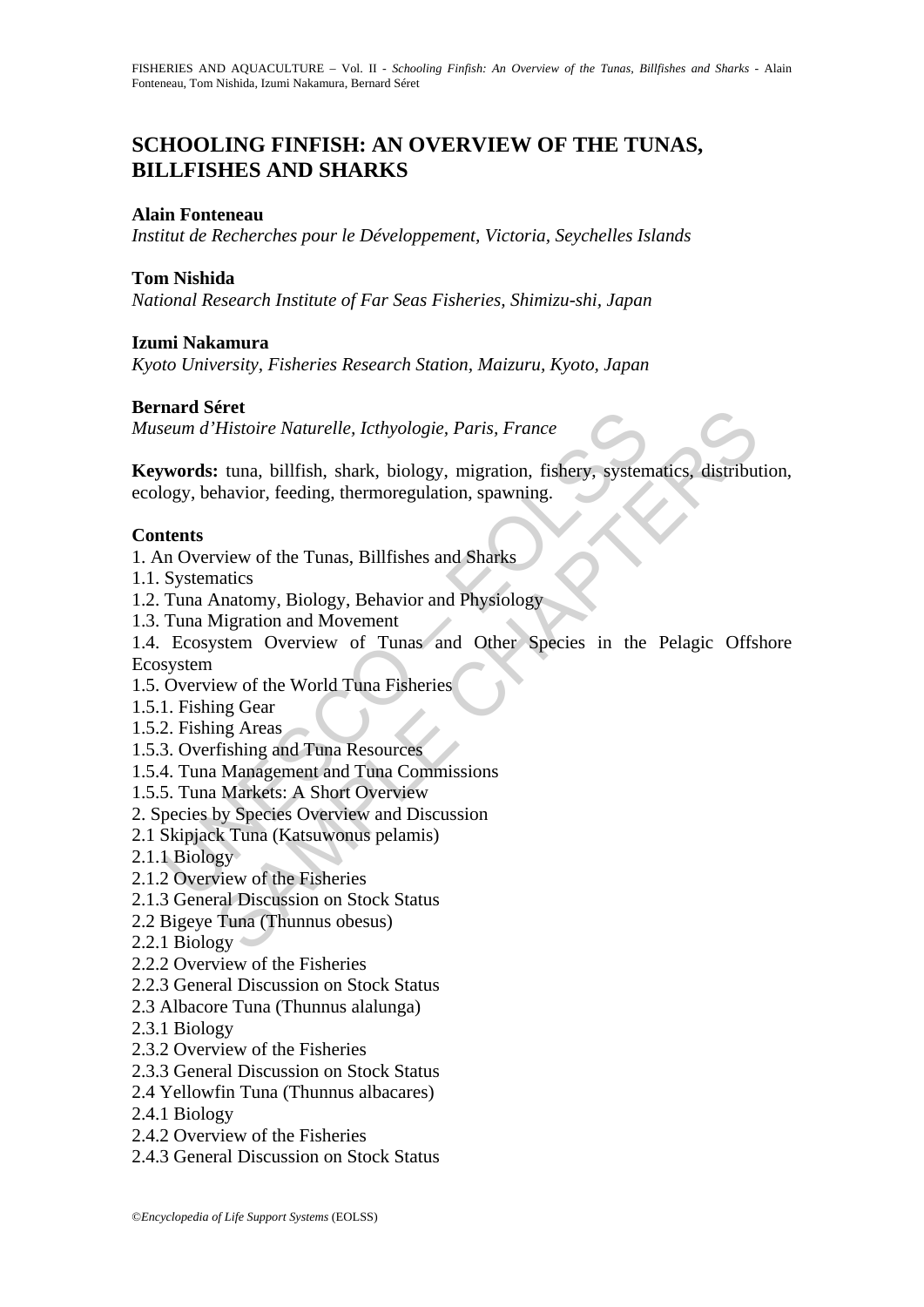# SCHOOLING FINFISH: AN OVERVIEW OF THE TUNAS, BILLFISHES AND SHARKS

**Alain Fonteneau**
*Institut de Recherches pour le Développement, Victoria, Seychelles Islands*

**Tom Nishida**
*National Research Institute of Far Seas Fisheries, Shimizu-shi, Japan*

**Izumi Nakamura**
*Kyoto University, Fisheries Research Station, Maizuru, Kyoto, Japan*

**Bernard Séret**
*Museum d'Histoire Naturelle, Icthyologie, Paris, France*

**Keywords:** tuna, billfish, shark, biology, migration, fishery, systematics, distribution, ecology, behavior, feeding, thermoregulation, spawning.

**Contents**

1. An Overview of the Tunas, Billfishes and Sharks
1.1. Systematics
1.2. Tuna Anatomy, Biology, Behavior and Physiology
1.3. Tuna Migration and Movement
1.4. Ecosystem Overview of Tunas and Other Species in the Pelagic Offshore Ecosystem
1.5. Overview of the World Tuna Fisheries
1.5.1. Fishing Gear
1.5.2. Fishing Areas
1.5.3. Overfishing and Tuna Resources
1.5.4. Tuna Management and Tuna Commissions
1.5.5. Tuna Markets: A Short Overview
2. Species by Species Overview and Discussion
2.1 Skipjack Tuna (Katsuwonus pelamis)
2.1.1 Biology
2.1.2 Overview of the Fisheries
2.1.3 General Discussion on Stock Status
2.2 Bigeye Tuna (Thunnus obesus)
2.2.1 Biology
2.2.2 Overview of the Fisheries
2.2.3 General Discussion on Stock Status
2.3 Albacore Tuna (Thunnus alalunga)
2.3.1 Biology
2.3.2 Overview of the Fisheries
2.3.3 General Discussion on Stock Status
2.4 Yellowfin Tuna (Thunnus albacares)
2.4.1 Biology
2.4.2 Overview of the Fisheries
2.4.3 General Discussion on Stock Status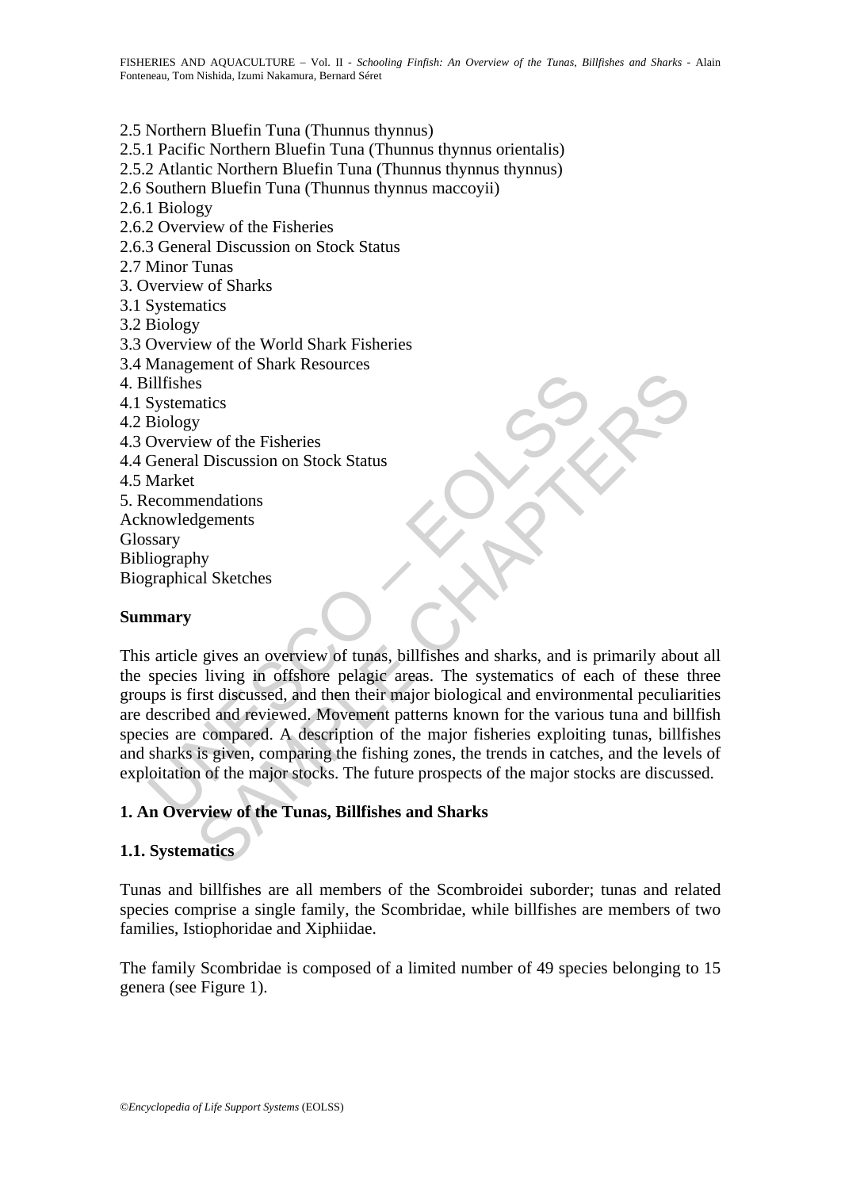2.5 Northern Bluefin Tuna (Thunnus thynnus)
2.5.1 Pacific Northern Bluefin Tuna (Thunnus thynnus orientalis)
2.5.2 Atlantic Northern Bluefin Tuna (Thunnus thynnus thynnus)
2.6 Southern Bluefin Tuna (Thunnus thynnus maccoyii)
2.6.1 Biology
2.6.2 Overview of the Fisheries
2.6.3 General Discussion on Stock Status
2.7 Minor Tunas
3. Overview of Sharks
3.1 Systematics
3.2 Biology
3.3 Overview of the World Shark Fisheries
3.4 Management of Shark Resources
4. Billfishes
4.1 Systematics
4.2 Biology
4.3 Overview of the Fisheries
4.4 General Discussion on Stock Status
4.5 Market
5. Recommendations
Acknowledgements
Glossary
Bibliography
Biographical Sketches

**Summary**

This article gives an overview of tunas, billfishes and sharks, and is primarily about all the species living in offshore pelagic areas. The systematics of each of these three groups is first discussed, and then their major biological and environmental peculiarities are described and reviewed. Movement patterns known for the various tuna and billfish species are compared. A description of the major fisheries exploiting tunas, billfishes and sharks is given, comparing the fishing zones, the trends in catches, and the levels of exploitation of the major stocks. The future prospects of the major stocks are discussed.

## 1. An Overview of the Tunas, Billfishes and Sharks

### 1.1. Systematics

Tunas and billfishes are all members of the Scombroidei suborder; tunas and related species comprise a single family, the Scombridae, while billfishes are members of two families, Istiophoridae and Xiphiidae.

The family Scombridae is composed of a limited number of 49 species belonging to 15 genera (see Figure 1).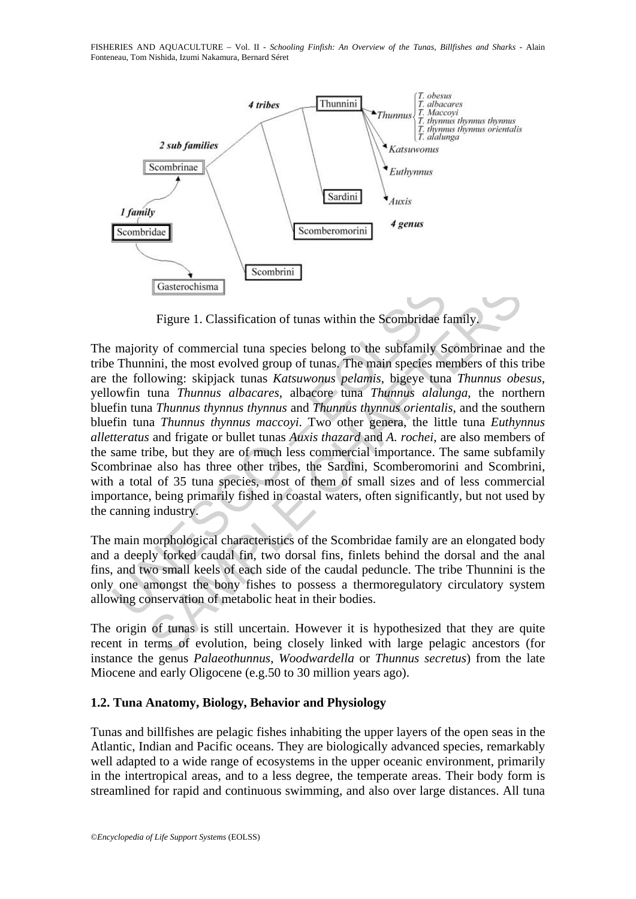Figure 1. Classification of tunas within the Scombridae family.

The majority of commercial tuna species belong to the subfamily Scombrinae and the tribe Thunnini, the most evolved group of tunas. The main species members of this tribe are the following: skipjack tunas *Katsuwonus pelamis*, bigeye tuna *Thunnus obesus*, yellowfin tuna *Thunnus albacares*, albacore tuna *Thunnus alalunga*, the northern bluefin tuna *Thunnus thynnus thynnus* and *Thunnus thynnus orientalis*, and the southern bluefin tuna *Thunnus thynnus maccoyi*. Two other genera, the little tuna *Euthynnus alletteratus* and frigate or bullet tunas *Auxis thazard* and *A. rochei*, are also members of the same tribe, but they are of much less commercial importance. The same subfamily Scombrinae also has three other tribes, the Sardini, Scomberomorini and Scombrini, with a total of 35 tuna species, most of them of small sizes and of less commercial importance, being primarily fished in coastal waters, often significantly, but not used by the canning industry.

The main morphological characteristics of the Scombridae family are an elongated body and a deeply forked caudal fin, two dorsal fins, finlets behind the dorsal and the anal fins, and two small keels of each side of the caudal peduncle. The tribe Thunnini is the only one amongst the bony fishes to possess a thermoregulatory circulatory system allowing conservation of metabolic heat in their bodies.

The origin of tunas is still uncertain. However it is hypothesized that they are quite recent in terms of evolution, being closely linked with large pelagic ancestors (for instance the genus *Palaeothunnus*, *Woodwardella* or *Thunnus secretus*) from the late Miocene and early Oligocene (e.g.50 to 30 million years ago).

### 1.2. Tuna Anatomy, Biology, Behavior and Physiology

Tunas and billfishes are pelagic fishes inhabiting the upper layers of the open seas in the Atlantic, Indian and Pacific oceans. They are biologically advanced species, remarkably well adapted to a wide range of ecosystems in the upper oceanic environment, primarily in the intertropical areas, and to a less degree, the temperate areas. Their body form is streamlined for rapid and continuous swimming, and also over large distances. All tuna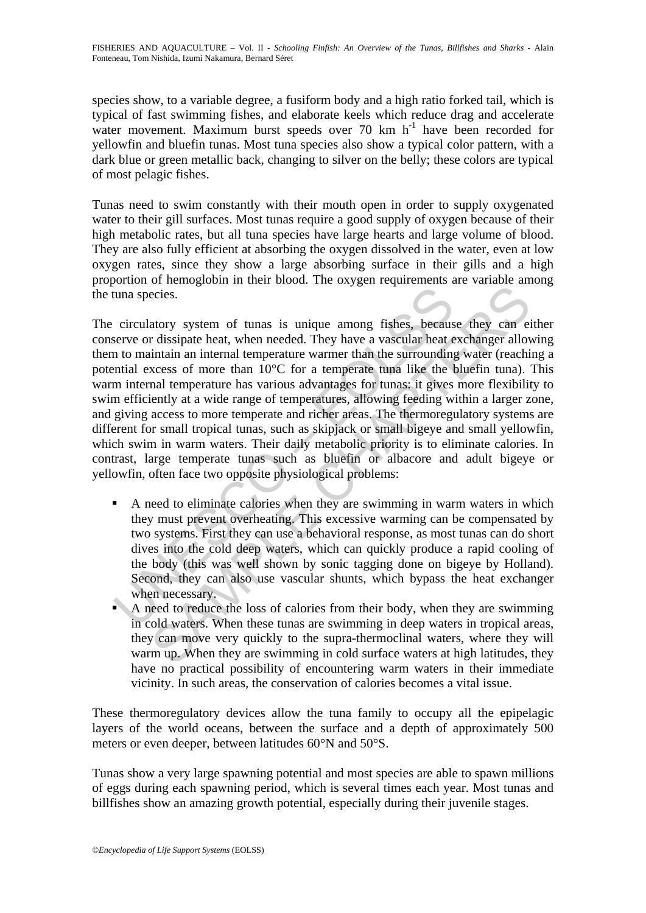species show, to a variable degree, a fusiform body and a high ratio forked tail, which is typical of fast swimming fishes, and elaborate keels which reduce drag and accelerate water movement. Maximum burst speeds over 70 km $h^{-1}$ have been recorded for yellowfin and bluefin tunas. Most tuna species also show a typical color pattern, with a dark blue or green metallic back, changing to silver on the belly; these colors are typical of most pelagic fishes.

Tunas need to swim constantly with their mouth open in order to supply oxygenated water to their gill surfaces. Most tunas require a good supply of oxygen because of their high metabolic rates, but all tuna species have large hearts and large volume of blood. They are also fully efficient at absorbing the oxygen dissolved in the water, even at low oxygen rates, since they show a large absorbing surface in their gills and a high proportion of hemoglobin in their blood. The oxygen requirements are variable among the tuna species.

The circulatory system of tunas is unique among fishes, because they can either conserve or dissipate heat, when needed. They have a vascular heat exchanger allowing them to maintain an internal temperature warmer than the surrounding water (reaching a potential excess of more than 10°C for a temperate tuna like the bluefin tuna). This warm internal temperature has various advantages for tunas: it gives more flexibility to swim efficiently at a wide range of temperatures, allowing feeding within a larger zone, and giving access to more temperate and richer areas. The thermoregulatory systems are different for small tropical tunas, such as skipjack or small bigeye and small yellowfin, which swim in warm waters. Their daily metabolic priority is to eliminate calories. In contrast, large temperate tunas such as bluefin or albacore and adult bigeye or yellowfin, often face two opposite physiological problems:

- A need to eliminate calories when they are swimming in warm waters in which they must prevent overheating. This excessive warming can be compensated by two systems. First they can use a behavioral response, as most tunas can do short dives into the cold deep waters, which can quickly produce a rapid cooling of the body (this was well shown by sonic tagging done on bigeye by Holland). Second, they can also use vascular shunts, which bypass the heat exchanger when necessary.
- A need to reduce the loss of calories from their body, when they are swimming in cold waters. When these tunas are swimming in deep waters in tropical areas, they can move very quickly to the supra-thermoclinal waters, where they will warm up. When they are swimming in cold surface waters at high latitudes, they have no practical possibility of encountering warm waters in their immediate vicinity. In such areas, the conservation of calories becomes a vital issue.

These thermoregulatory devices allow the tuna family to occupy all the epipelagic layers of the world oceans, between the surface and a depth of approximately 500 meters or even deeper, between latitudes 60°N and 50°S.

Tunas show a very large spawning potential and most species are able to spawn millions of eggs during each spawning period, which is several times each year. Most tunas and billfishes show an amazing growth potential, especially during their juvenile stages.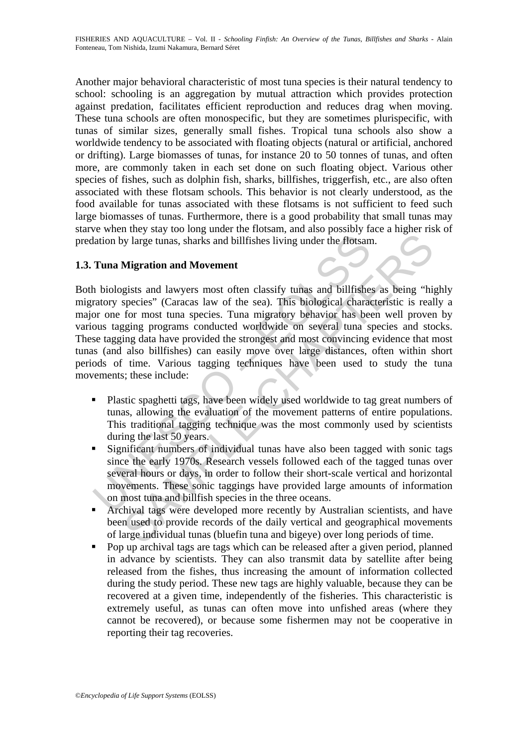Another major behavioral characteristic of most tuna species is their natural tendency to school: schooling is an aggregation by mutual attraction which provides protection against predation, facilitates efficient reproduction and reduces drag when moving. These tuna schools are often monospecific, but they are sometimes plurispecific, with tunas of similar sizes, generally small fishes. Tropical tuna schools also show a worldwide tendency to be associated with floating objects (natural or artificial, anchored or drifting). Large biomasses of tunas, for instance 20 to 50 tonnes of tunas, and often more, are commonly taken in each set done on such floating object. Various other species of fishes, such as dolphin fish, sharks, billfishes, triggerfish, etc., are also often associated with these flotsam schools. This behavior is not clearly understood, as the food available for tunas associated with these flotsams is not sufficient to feed such large biomasses of tunas. Furthermore, there is a good probability that small tunas may starve when they stay too long under the flotsam, and also possibly face a higher risk of predation by large tunas, sharks and billfishes living under the flotsam.

### 1.3. Tuna Migration and Movement

Both biologists and lawyers most often classify tunas and billfishes as being "highly migratory species" (Caracas law of the sea). This biological characteristic is really a major one for most tuna species. Tuna migratory behavior has been well proven by various tagging programs conducted worldwide on several tuna species and stocks. These tagging data have provided the strongest and most convincing evidence that most tunas (and also billfishes) can easily move over large distances, often within short periods of time. Various tagging techniques have been used to study the tuna movements; these include:

- Plastic spaghetti tags, have been widely used worldwide to tag great numbers of tunas, allowing the evaluation of the movement patterns of entire populations. This traditional tagging technique was the most commonly used by scientists during the last 50 years.
- Significant numbers of individual tunas have also been tagged with sonic tags since the early 1970s. Research vessels followed each of the tagged tunas over several hours or days, in order to follow their short-scale vertical and horizontal movements. These sonic taggings have provided large amounts of information on most tuna and billfish species in the three oceans.
- Archival tags were developed more recently by Australian scientists, and have been used to provide records of the daily vertical and geographical movements of large individual tunas (bluefin tuna and bigeye) over long periods of time.
- Pop up archival tags are tags which can be released after a given period, planned in advance by scientists. They can also transmit data by satellite after being released from the fishes, thus increasing the amount of information collected during the study period. These new tags are highly valuable, because they can be recovered at a given time, independently of the fisheries. This characteristic is extremely useful, as tunas can often move into unfished areas (where they cannot be recovered), or because some fishermen may not be cooperative in reporting their tag recoveries.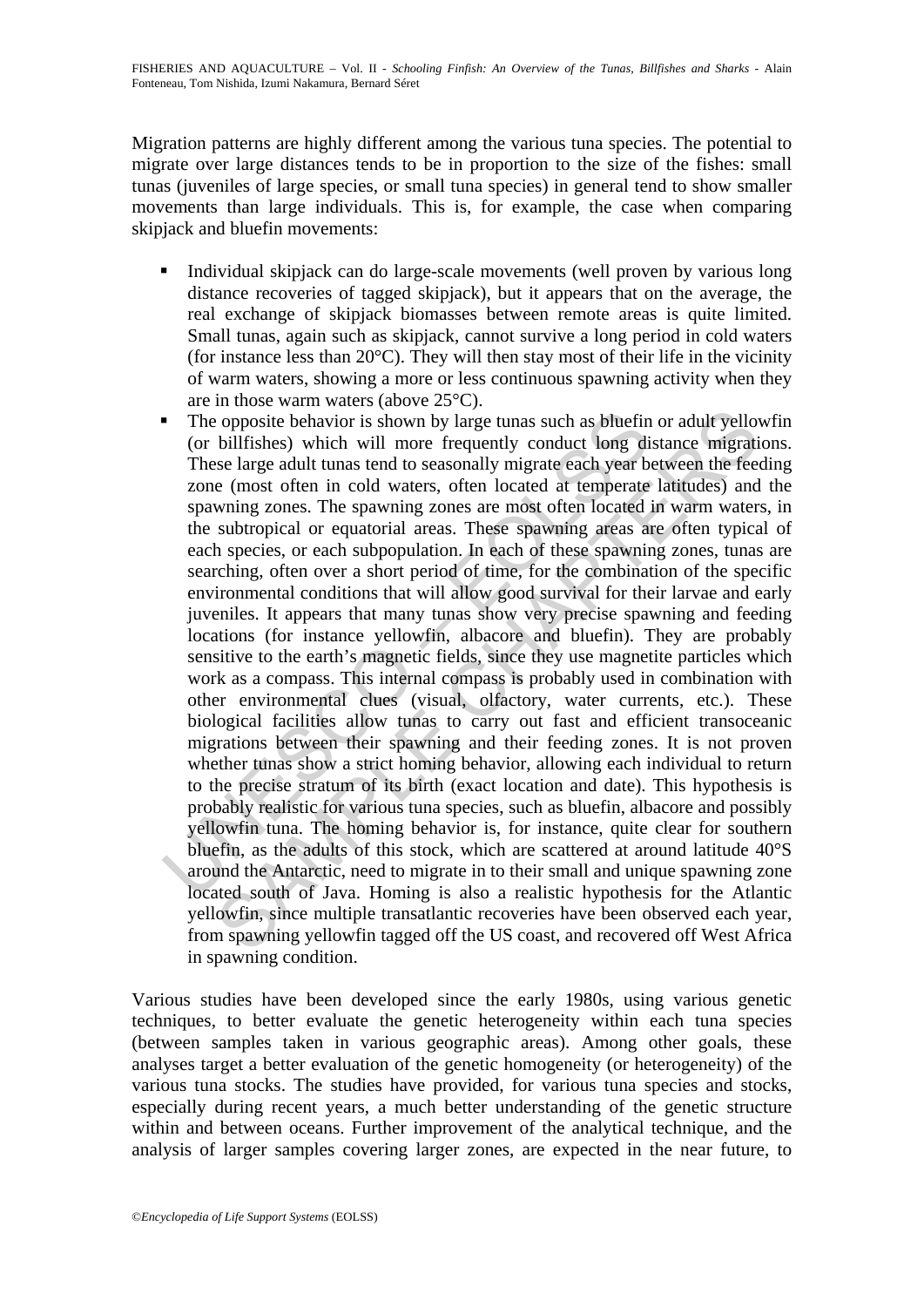Migration patterns are highly different among the various tuna species. The potential to migrate over large distances tends to be in proportion to the size of the fishes: small tunas (juveniles of large species, or small tuna species) in general tend to show smaller movements than large individuals. This is, for example, the case when comparing skipjack and bluefin movements:

- Individual skipjack can do large-scale movements (well proven by various long distance recoveries of tagged skipjack), but it appears that on the average, the real exchange of skipjack biomasses between remote areas is quite limited. Small tunas, again such as skipjack, cannot survive a long period in cold waters (for instance less than 20°C). They will then stay most of their life in the vicinity of warm waters, showing a more or less continuous spawning activity when they are in those warm waters (above 25°C).
- The opposite behavior is shown by large tunas such as bluefin or adult yellowfin (or billfishes) which will more frequently conduct long distance migrations. These large adult tunas tend to seasonally migrate each year between the feeding zone (most often in cold waters, often located at temperate latitudes) and the spawning zones. The spawning zones are most often located in warm waters, in the subtropical or equatorial areas. These spawning areas are often typical of each species, or each subpopulation. In each of these spawning zones, tunas are searching, often over a short period of time, for the combination of the specific environmental conditions that will allow good survival for their larvae and early juveniles. It appears that many tunas show very precise spawning and feeding locations (for instance yellowfin, albacore and bluefin). They are probably sensitive to the earth's magnetic fields, since they use magnetite particles which work as a compass. This internal compass is probably used in combination with other environmental clues (visual, olfactory, water currents, etc.). These biological facilities allow tunas to carry out fast and efficient transoceanic migrations between their spawning and their feeding zones. It is not proven whether tunas show a strict homing behavior, allowing each individual to return to the precise stratum of its birth (exact location and date). This hypothesis is probably realistic for various tuna species, such as bluefin, albacore and possibly yellowfin tuna. The homing behavior is, for instance, quite clear for southern bluefin, as the adults of this stock, which are scattered at around latitude 40°S around the Antarctic, need to migrate in to their small and unique spawning zone located south of Java. Homing is also a realistic hypothesis for the Atlantic yellowfin, since multiple transatlantic recoveries have been observed each year, from spawning yellowfin tagged off the US coast, and recovered off West Africa in spawning condition.

Various studies have been developed since the early 1980s, using various genetic techniques, to better evaluate the genetic heterogeneity within each tuna species (between samples taken in various geographic areas). Among other goals, these analyses target a better evaluation of the genetic homogeneity (or heterogeneity) of the various tuna stocks. The studies have provided, for various tuna species and stocks, especially during recent years, a much better understanding of the genetic structure within and between oceans. Further improvement of the analytical technique, and the analysis of larger samples covering larger zones, are expected in the near future, to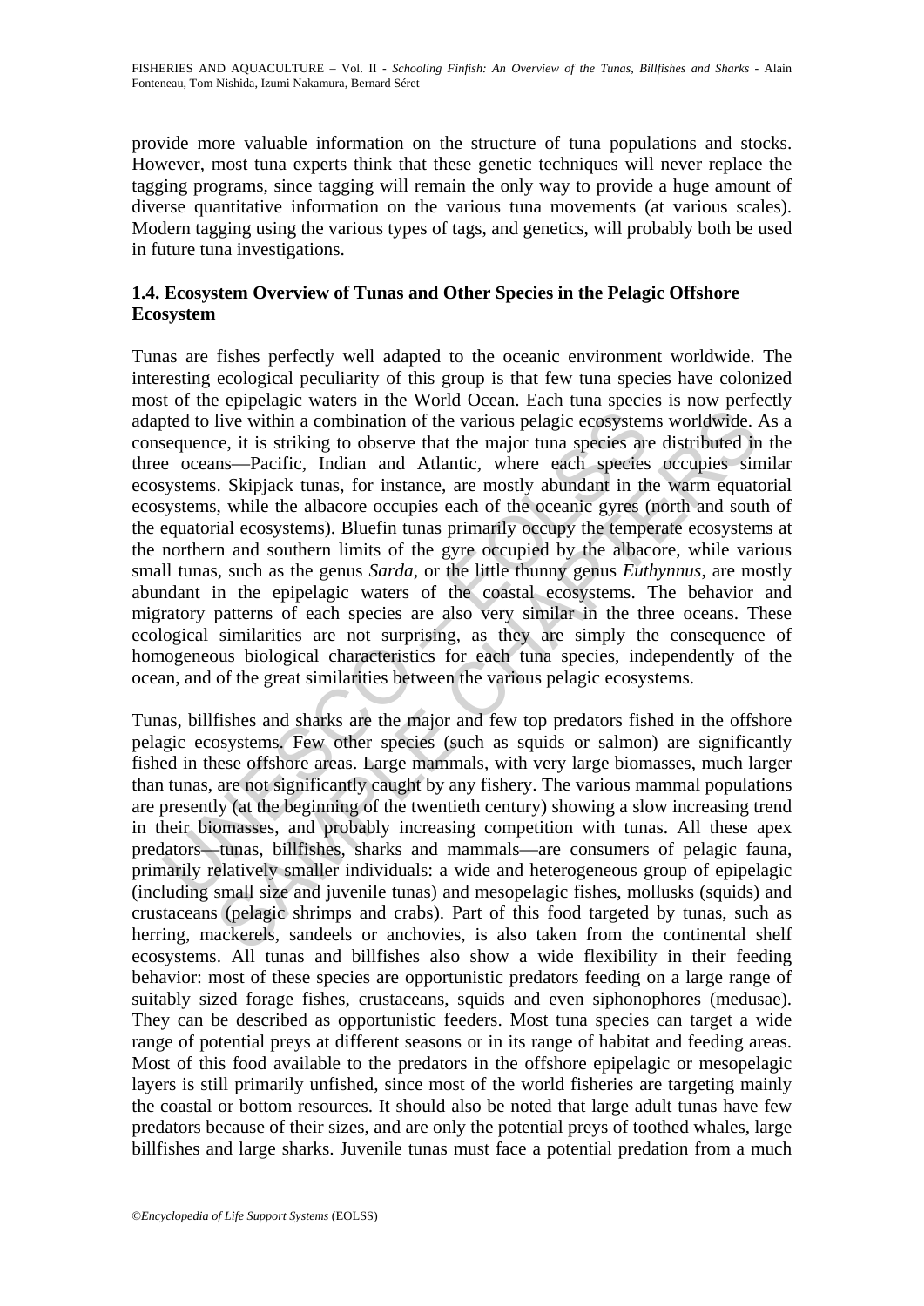provide more valuable information on the structure of tuna populations and stocks. However, most tuna experts think that these genetic techniques will never replace the tagging programs, since tagging will remain the only way to provide a huge amount of diverse quantitative information on the various tuna movements (at various scales). Modern tagging using the various types of tags, and genetics, will probably both be used in future tuna investigations.

### 1.4. Ecosystem Overview of Tunas and Other Species in the Pelagic Offshore Ecosystem

Tunas are fishes perfectly well adapted to the oceanic environment worldwide. The interesting ecological peculiarity of this group is that few tuna species have colonized most of the epipelagic waters in the World Ocean. Each tuna species is now perfectly adapted to live within a combination of the various pelagic ecosystems worldwide. As a consequence, it is striking to observe that the major tuna species are distributed in the three oceans—Pacific, Indian and Atlantic, where each species occupies similar ecosystems. Skipjack tunas, for instance, are mostly abundant in the warm equatorial ecosystems, while the albacore occupies each of the oceanic gyres (north and south of the equatorial ecosystems). Bluefin tunas primarily occupy the temperate ecosystems at the northern and southern limits of the gyre occupied by the albacore, while various small tunas, such as the genus *Sarda*, or the little thunny genus *Euthynnus*, are mostly abundant in the epipelagic waters of the coastal ecosystems. The behavior and migratory patterns of each species are also very similar in the three oceans. These ecological similarities are not surprising, as they are simply the consequence of homogeneous biological characteristics for each tuna species, independently of the ocean, and of the great similarities between the various pelagic ecosystems.

Tunas, billfishes and sharks are the major and few top predators fished in the offshore pelagic ecosystems. Few other species (such as squids or salmon) are significantly fished in these offshore areas. Large mammals, with very large biomasses, much larger than tunas, are not significantly caught by any fishery. The various mammal populations are presently (at the beginning of the twentieth century) showing a slow increasing trend in their biomasses, and probably increasing competition with tunas. All these apex predators—tunas, billfishes, sharks and mammals—are consumers of pelagic fauna, primarily relatively smaller individuals: a wide and heterogeneous group of epipelagic (including small size and juvenile tunas) and mesopelagic fishes, mollusks (squids) and crustaceans (pelagic shrimps and crabs). Part of this food targeted by tunas, such as herring, mackerels, sandeels or anchovies, is also taken from the continental shelf ecosystems. All tunas and billfishes also show a wide flexibility in their feeding behavior: most of these species are opportunistic predators feeding on a large range of suitably sized forage fishes, crustaceans, squids and even siphonophores (medusae). They can be described as opportunistic feeders. Most tuna species can target a wide range of potential preys at different seasons or in its range of habitat and feeding areas. Most of this food available to the predators in the offshore epipelagic or mesopelagic layers is still primarily unfished, since most of the world fisheries are targeting mainly the coastal or bottom resources. It should also be noted that large adult tunas have few predators because of their sizes, and are only the potential preys of toothed whales, large billfishes and large sharks. Juvenile tunas must face a potential predation from a much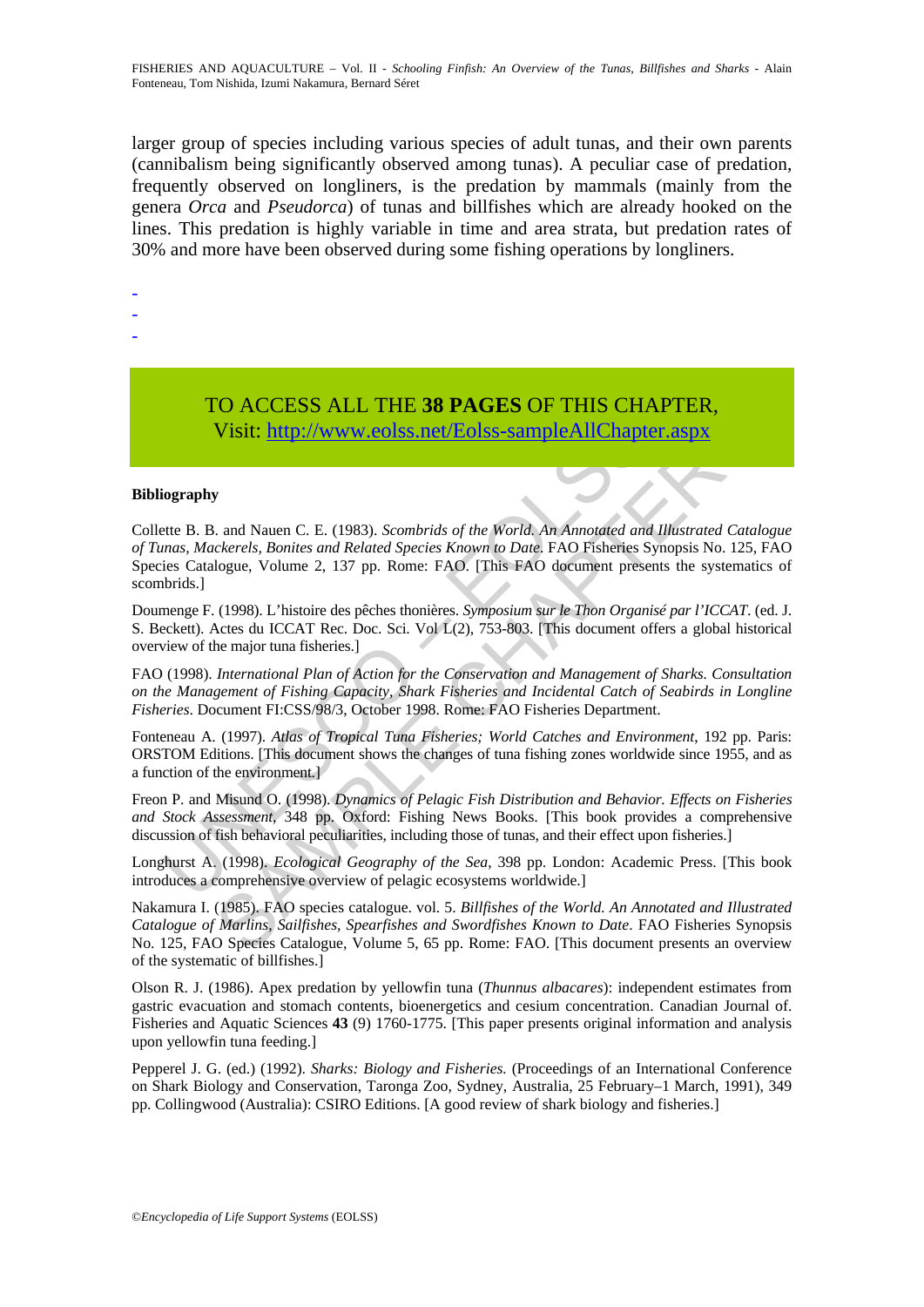larger group of species including various species of adult tunas, and their own parents (cannibalism being significantly observed among tunas). A peculiar case of predation, frequently observed on longliners, is the predation by mammals (mainly from the genera *Orca* and *Pseudorca*) of tunas and billfishes which are already hooked on the lines. This predation is highly variable in time and area strata, but predation rates of 30% and more have been observed during some fishing operations by longliners.

-
-
-

TO ACCESS ALL THE **38 PAGES** OF THIS CHAPTER,
Visit: http://www.eolss.net/Eolss-sampleAllChapter.aspx

**Bibliography**

Collette B. B. and Nauen C. E. (1983). *Scombrids of the World. An Annotated and Illustrated Catalogue of Tunas, Mackerels, Bonites and Related Species Known to Date.* FAO Fisheries Synopsis No. 125, FAO Species Catalogue, Volume 2, 137 pp. Rome: FAO. [This FAO document presents the systematics of scombrids.]

Doumenge F. (1998). L'histoire des pêches thonières. *Symposium sur le Thon Organisé par l'ICCAT*. (ed. J. S. Beckett). Actes du ICCAT Rec. Doc. Sci. Vol L(2), 753-803. [This document offers a global historical overview of the major tuna fisheries.]

FAO (1998). *International Plan of Action for the Conservation and Management of Sharks. Consultation on the Management of Fishing Capacity, Shark Fisheries and Incidental Catch of Seabirds in Longline Fisheries*. Document FI:CSS/98/3, October 1998. Rome: FAO Fisheries Department.

Fonteneau A. (1997). *Atlas of Tropical Tuna Fisheries; World Catches and Environment*, 192 pp. Paris: ORSTOM Editions. [This document shows the changes of tuna fishing zones worldwide since 1955, and as a function of the environment.]

Freon P. and Misund O. (1998). *Dynamics of Pelagic Fish Distribution and Behavior. Effects on Fisheries and Stock Assessment*, 348 pp. Oxford: Fishing News Books. [This book provides a comprehensive discussion of fish behavioral peculiarities, including those of tunas, and their effect upon fisheries.]

Longhurst A. (1998). *Ecological Geography of the Sea*, 398 pp. London: Academic Press. [This book introduces a comprehensive overview of pelagic ecosystems worldwide.]

Nakamura I. (1985). FAO species catalogue. vol. 5. *Billfishes of the World. An Annotated and Illustrated Catalogue of Marlins, Sailfishes, Spearfishes and Swordfishes Known to Date*. FAO Fisheries Synopsis No. 125, FAO Species Catalogue, Volume 5, 65 pp. Rome: FAO. [This document presents an overview of the systematic of billfishes.]

Olson R. J. (1986). Apex predation by yellowfin tuna (*Thunnus albacares*): independent estimates from gastric evacuation and stomach contents, bioenergetics and cesium concentration. Canadian Journal of. Fisheries and Aquatic Sciences **43** (9) 1760-1775. [This paper presents original information and analysis upon yellowfin tuna feeding.]

Pepperel J. G. (ed.) (1992). *Sharks: Biology and Fisheries.* (Proceedings of an International Conference on Shark Biology and Conservation, Taronga Zoo, Sydney, Australia, 25 February–1 March, 1991), 349 pp. Collingwood (Australia): CSIRO Editions. [A good review of shark biology and fisheries.]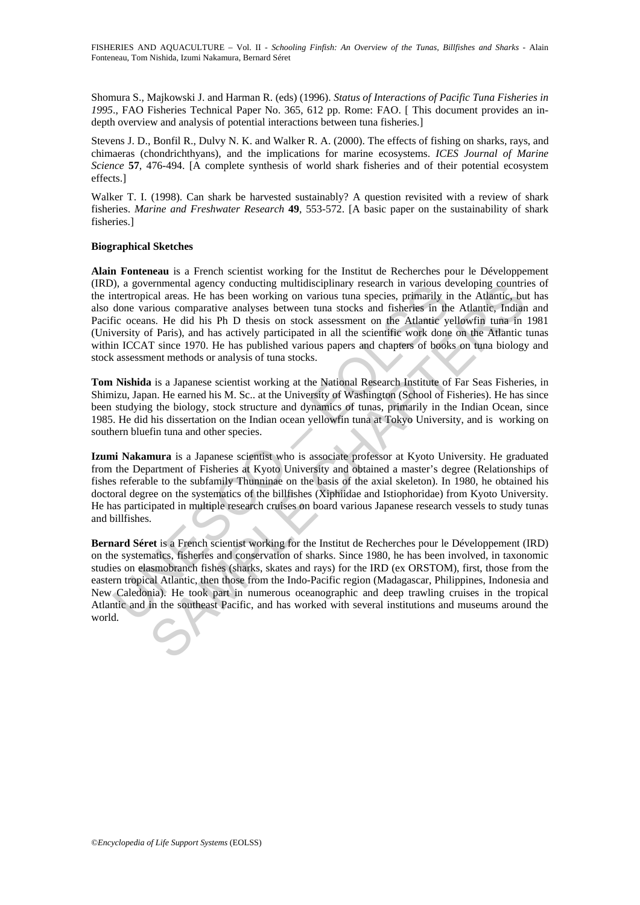Shomura S., Majkowski J. and Harman R. (eds) (1996). *Status of Interactions of Pacific Tuna Fisheries in 1995*., FAO Fisheries Technical Paper No. 365, 612 pp. Rome: FAO. [ This document provides an in-depth overview and analysis of potential interactions between tuna fisheries.]

Stevens J. D., Bonfil R., Dulvy N. K. and Walker R. A. (2000). The effects of fishing on sharks, rays, and chimaeras (chondrichthyans), and the implications for marine ecosystems. *ICES Journal of Marine Science* **57**, 476-494. [A complete synthesis of world shark fisheries and of their potential ecosystem effects.]

Walker T. I. (1998). Can shark be harvested sustainably? A question revisited with a review of shark fisheries. *Marine and Freshwater Research* **49**, 553-572. [A basic paper on the sustainability of shark fisheries.]

**Biographical Sketches**

**Alain Fonteneau** is a French scientist working for the Institut de Recherches pour le Développement (IRD), a governmental agency conducting multidisciplinary research in various developing countries of the intertropical areas. He has been working on various tuna species, primarily in the Atlantic, but has also done various comparative analyses between tuna stocks and fisheries in the Atlantic, Indian and Pacific oceans. He did his Ph D thesis on stock assessment on the Atlantic yellowfin tuna in 1981 (University of Paris), and has actively participated in all the scientific work done on the Atlantic tunas within ICCAT since 1970. He has published various papers and chapters of books on tuna biology and stock assessment methods or analysis of tuna stocks.

**Tom Nishida** is a Japanese scientist working at the National Research Institute of Far Seas Fisheries, in Shimizu, Japan. He earned his M. Sc.. at the University of Washington (School of Fisheries). He has since been studying the biology, stock structure and dynamics of tunas, primarily in the Indian Ocean, since 1985. He did his dissertation on the Indian ocean yellowfin tuna at Tokyo University, and is working on southern bluefin tuna and other species.

**Izumi Nakamura** is a Japanese scientist who is associate professor at Kyoto University. He graduated from the Department of Fisheries at Kyoto University and obtained a master's degree (Relationships of fishes referable to the subfamily Thunninae on the basis of the axial skeleton). In 1980, he obtained his doctoral degree on the systematics of the billfishes (Xiphiidae and Istiophoridae) from Kyoto University. He has participated in multiple research cruises on board various Japanese research vessels to study tunas and billfishes.

**Bernard Séret** is a French scientist working for the Institut de Recherches pour le Développement (IRD) on the systematics, fisheries and conservation of sharks. Since 1980, he has been involved, in taxonomic studies on elasmobranch fishes (sharks, skates and rays) for the IRD (ex ORSTOM), first, those from the eastern tropical Atlantic, then those from the Indo-Pacific region (Madagascar, Philippines, Indonesia and New Caledonia). He took part in numerous oceanographic and deep trawling cruises in the tropical Atlantic and in the southeast Pacific, and has worked with several institutions and museums around the world.